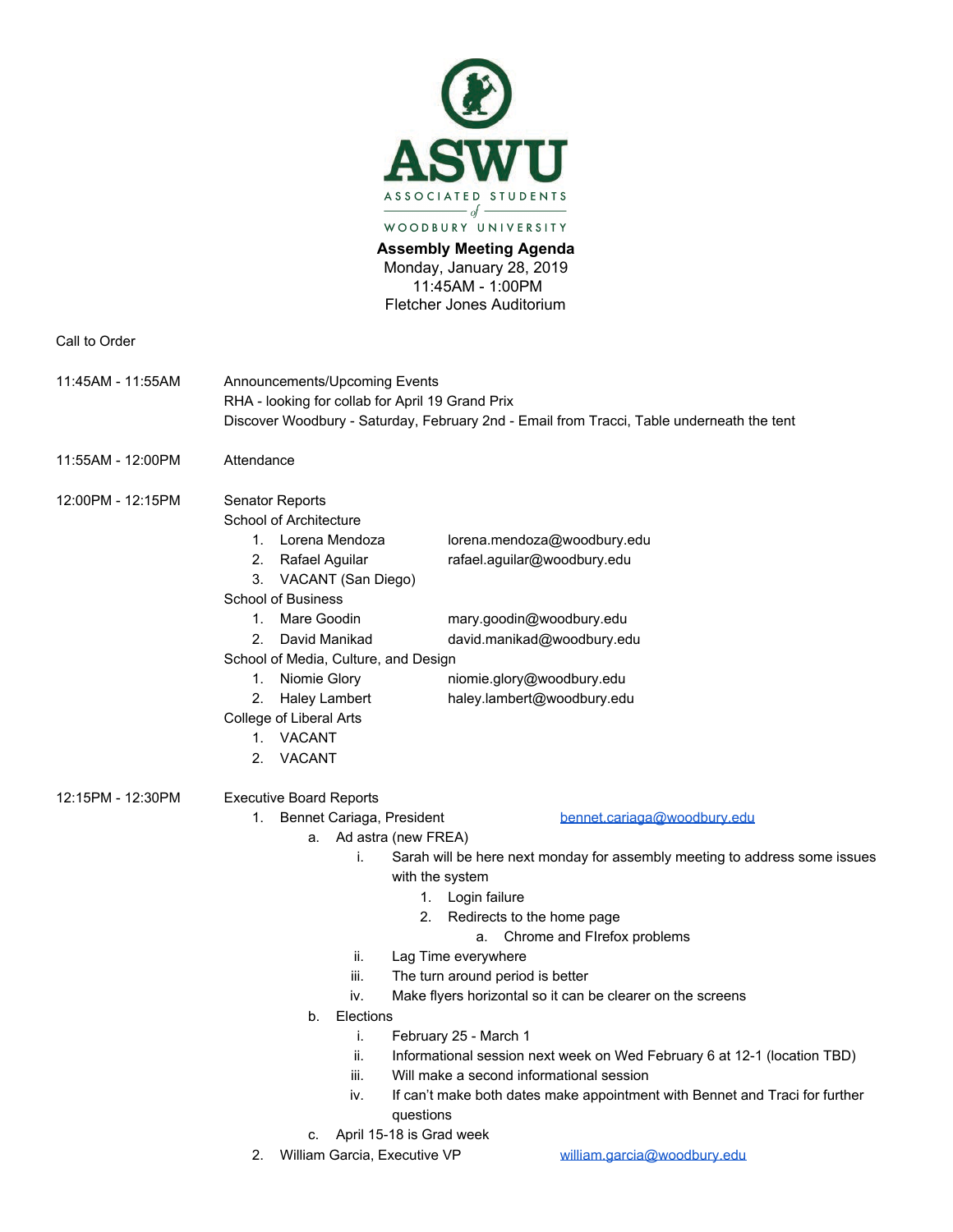**ASWU**

ASSOCIATED STUDENTS of WOODBURY UNIVERSITY

**Assembly Meeting Agenda**
Monday, January 28, 2019
11:45AM - 1:00PM
Fletcher Jones Auditorium

Call to Order

11:45AM - 11:55AM Announcements/Upcoming Events
RHA - looking for collab for April 19 Grand Prix
Discover Woodbury - Saturday, February 2nd - Email from Tracci, Table underneath the tent

11:55AM - 12:00PM Attendance

12:00PM - 12:15PM Senator Reports

School of Architecture
1. Lorena Mendoza lorena.mendoza@woodbury.edu
2. Rafael Aguilar rafael.aguilar@woodbury.edu
3. VACANT (San Diego)

School of Business
1. Mare Goodin mary.goodin@woodbury.edu
2. David Manikad david.manikad@woodbury.edu

School of Media, Culture, and Design
1. Niomie Glory niomie.glory@woodbury.edu
2. Haley Lambert haley.lambert@woodbury.edu

College of Liberal Arts
1. VACANT
2. VACANT

12:15PM - 12:30PM Executive Board Reports

1. Bennet Cariaga, President bennet.cariaga@woodbury.edu
   a. Ad astra (new FREA)
      i. Sarah will be here next monday for assembly meeting to address some issues with the system
         1. Login failure
         2. Redirects to the home page
            a. Chrome and FIrefox problems
      ii. Lag Time everywhere
      iii. The turn around period is better
      iv. Make flyers horizontal so it can be clearer on the screens
   b. Elections
      i. February 25 - March 1
      ii. Informational session next week on Wed February 6 at 12-1 (location TBD)
      iii. Will make a second informational session
      iv. If can't make both dates make appointment with Bennet and Traci for further questions
   c. April 15-18 is Grad week
2. William Garcia, Executive VP william.garcia@woodbury.edu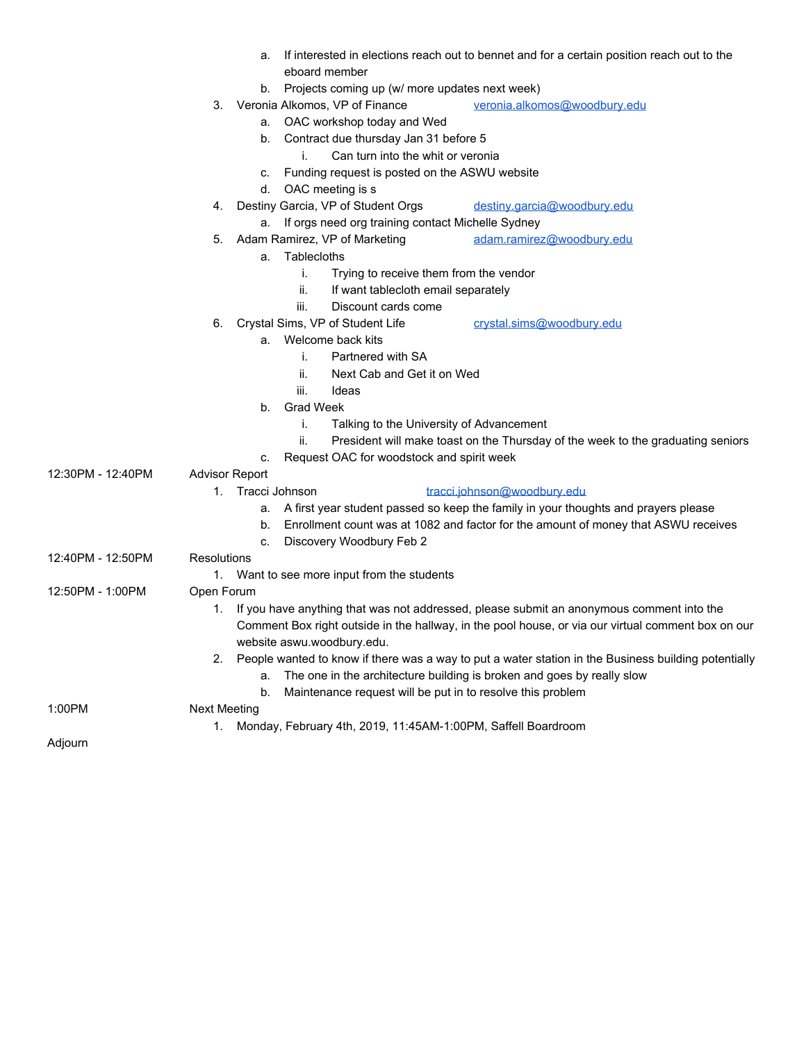a. If interested in elections reach out to bennet and for a certain position reach out to the eboard member
   b. Projects coming up (w/ more updates next week)
3. Veronia Alkomos, VP of Finance veronia.alkomos@woodbury.edu
   a. OAC workshop today and Wed
   b. Contract due thursday Jan 31 before 5
      i. Can turn into the whit or veronia
   c. Funding request is posted on the ASWU website
   d. OAC meeting is s
4. Destiny Garcia, VP of Student Orgs destiny.garcia@woodbury.edu
   a. If orgs need org training contact Michelle Sydney
5. Adam Ramirez, VP of Marketing adam.ramirez@woodbury.edu
   a. Tablecloths
      i. Trying to receive them from the vendor
      ii. If want tablecloth email separately
      iii. Discount cards come
6. Crystal Sims, VP of Student Life crystal.sims@woodbury.edu
   a. Welcome back kits
      i. Partnered with SA
      ii. Next Cab and Get it on Wed
      iii. Ideas
   b. Grad Week
      i. Talking to the University of Advancement
      ii. President will make toast on the Thursday of the week to the graduating seniors
   c. Request OAC for woodstock and spirit week

12:30PM - 12:40PM Advisor Report

1. Tracci Johnson tracci.johnson@woodbury.edu
   a. A first year student passed so keep the family in your thoughts and prayers please
   b. Enrollment count was at 1082 and factor for the amount of money that ASWU receives
   c. Discovery Woodbury Feb 2

12:40PM - 12:50PM Resolutions

1. Want to see more input from the students

12:50PM - 1:00PM Open Forum

1. If you have anything that was not addressed, please submit an anonymous comment into the Comment Box right outside in the hallway, in the pool house, or via our virtual comment box on our website aswu.woodbury.edu.
2. People wanted to know if there was a way to put a water station in the Business building potentially
   a. The one in the architecture building is broken and goes by really slow
   b. Maintenance request will be put in to resolve this problem

1:00PM Next Meeting

1. Monday, February 4th, 2019, 11:45AM-1:00PM, Saffell Boardroom

Adjourn